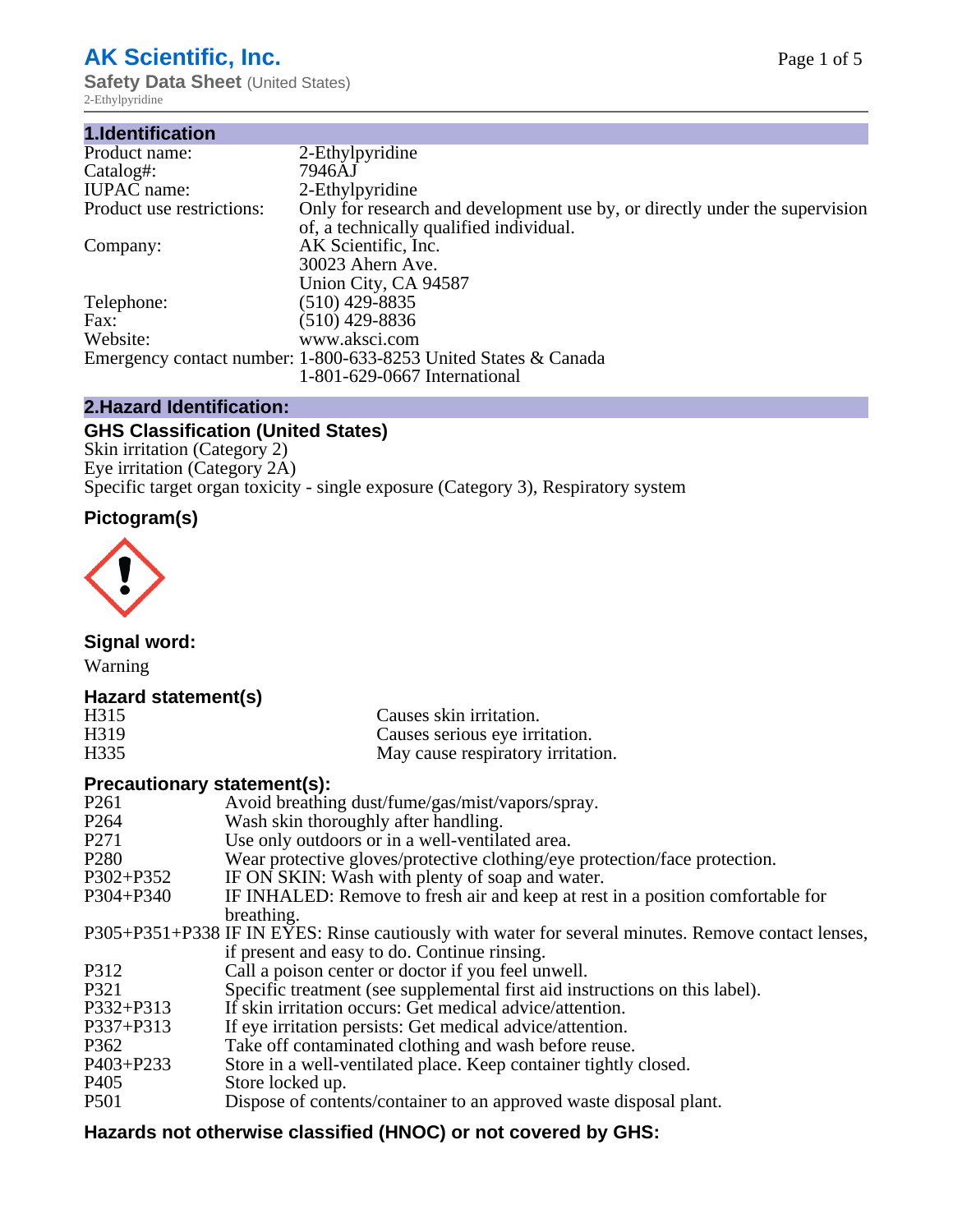# AK Scientific, Inc.

**Safety Data Sheet** (United States)

2-Ethylpyridine

## 1.Identification

| | |
|---|---|
| Product name: | 2-Ethylpyridine |
| Catalog#: | 7946AJ |
| IUPAC name: | 2-Ethylpyridine |
| Product use restrictions: | Only for research and development use by, or directly under the supervision of, a technically qualified individual. |
| Company: | AK Scientific, Inc.<br>30023 Ahern Ave.<br>Union City, CA 94587 |
| Telephone: | (510) 429-8835 |
| Fax: | (510) 429-8836 |
| Website: | www.aksci.com |
| Emergency contact number: | 1-800-633-8253 United States & Canada<br>1-801-629-0667 International |

## 2.Hazard Identification:

### GHS Classification (United States)

Skin irritation (Category 2)
Eye irritation (Category 2A)
Specific target organ toxicity - single exposure (Category 3), Respiratory system

### Pictogram(s)

### Signal word:

Warning

### Hazard statement(s)

| | |
|---|---|
| H315 | Causes skin irritation. |
| H319 | Causes serious eye irritation. |
| H335 | May cause respiratory irritation. |

### Precautionary statement(s):

| | |
|---|---|
| P261 | Avoid breathing dust/fume/gas/mist/vapors/spray. |
| P264 | Wash skin thoroughly after handling. |
| P271 | Use only outdoors or in a well-ventilated area. |
| P280 | Wear protective gloves/protective clothing/eye protection/face protection. |
| P302+P352 | IF ON SKIN: Wash with plenty of soap and water. |
| P304+P340 | IF INHALED: Remove to fresh air and keep at rest in a position comfortable for breathing. |
| P305+P351+P338 | IF IN EYES: Rinse cautiously with water for several minutes. Remove contact lenses, if present and easy to do. Continue rinsing. |
| P312 | Call a poison center or doctor if you feel unwell. |
| P321 | Specific treatment (see supplemental first aid instructions on this label). |
| P332+P313 | If skin irritation occurs: Get medical advice/attention. |
| P337+P313 | If eye irritation persists: Get medical advice/attention. |
| P362 | Take off contaminated clothing and wash before reuse. |
| P403+P233 | Store in a well-ventilated place. Keep container tightly closed. |
| P405 | Store locked up. |
| P501 | Dispose of contents/container to an approved waste disposal plant. |

### Hazards not otherwise classified (HNOC) or not covered by GHS: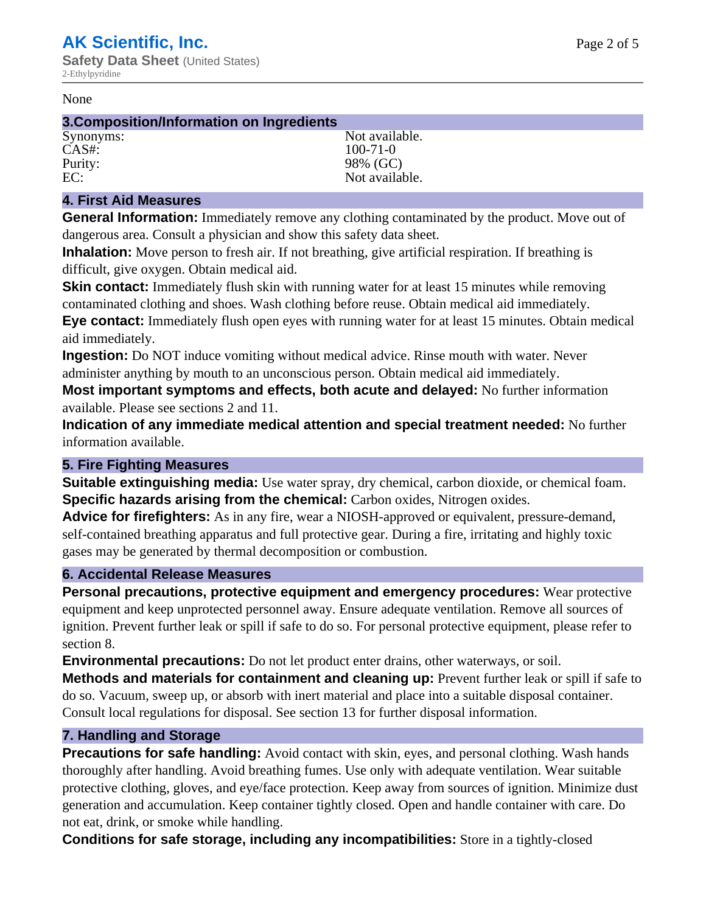None

## 3.Composition/Information on Ingredients

| | |
|---|---|
| Synonyms: | Not available. |
| CAS#: | 100-71-0 |
| Purity: | 98% (GC) |
| EC: | Not available. |

## 4. First Aid Measures

**General Information:** Immediately remove any clothing contaminated by the product. Move out of dangerous area. Consult a physician and show this safety data sheet.

**Inhalation:** Move person to fresh air. If not breathing, give artificial respiration. If breathing is difficult, give oxygen. Obtain medical aid.

**Skin contact:** Immediately flush skin with running water for at least 15 minutes while removing contaminated clothing and shoes. Wash clothing before reuse. Obtain medical aid immediately.

**Eye contact:** Immediately flush open eyes with running water for at least 15 minutes. Obtain medical aid immediately.

**Ingestion:** Do NOT induce vomiting without medical advice. Rinse mouth with water. Never administer anything by mouth to an unconscious person. Obtain medical aid immediately.

**Most important symptoms and effects, both acute and delayed:** No further information available. Please see sections 2 and 11.

**Indication of any immediate medical attention and special treatment needed:** No further information available.

## 5. Fire Fighting Measures

**Suitable extinguishing media:** Use water spray, dry chemical, carbon dioxide, or chemical foam.

**Specific hazards arising from the chemical:** Carbon oxides, Nitrogen oxides.

**Advice for firefighters:** As in any fire, wear a NIOSH-approved or equivalent, pressure-demand, self-contained breathing apparatus and full protective gear. During a fire, irritating and highly toxic gases may be generated by thermal decomposition or combustion.

## 6. Accidental Release Measures

**Personal precautions, protective equipment and emergency procedures:** Wear protective equipment and keep unprotected personnel away. Ensure adequate ventilation. Remove all sources of ignition. Prevent further leak or spill if safe to do so. For personal protective equipment, please refer to section 8.

**Environmental precautions:** Do not let product enter drains, other waterways, or soil.

**Methods and materials for containment and cleaning up:** Prevent further leak or spill if safe to do so. Vacuum, sweep up, or absorb with inert material and place into a suitable disposal container. Consult local regulations for disposal. See section 13 for further disposal information.

## 7. Handling and Storage

**Precautions for safe handling:** Avoid contact with skin, eyes, and personal clothing. Wash hands thoroughly after handling. Avoid breathing fumes. Use only with adequate ventilation. Wear suitable protective clothing, gloves, and eye/face protection. Keep away from sources of ignition. Minimize dust generation and accumulation. Keep container tightly closed. Open and handle container with care. Do not eat, drink, or smoke while handling.

**Conditions for safe storage, including any incompatibilities:** Store in a tightly-closed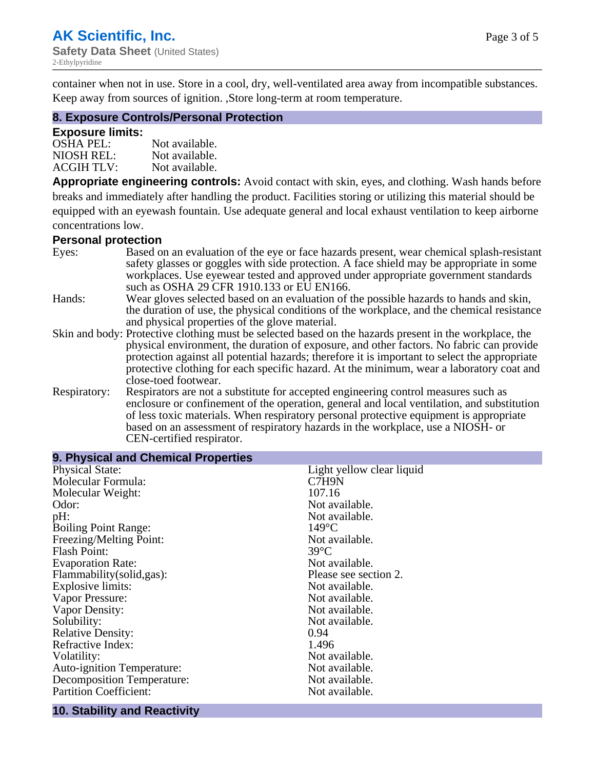container when not in use. Store in a cool, dry, well-ventilated area away from incompatible substances. Keep away from sources of ignition. ,Store long-term at room temperature.

## 8. Exposure Controls/Personal Protection

### Exposure limits:

| | |
|---|---|
| OSHA PEL: | Not available. |
| NIOSH REL: | Not available. |
| ACGIH TLV: | Not available. |

**Appropriate engineering controls:** Avoid contact with skin, eyes, and clothing. Wash hands before breaks and immediately after handling the product. Facilities storing or utilizing this material should be equipped with an eyewash fountain. Use adequate general and local exhaust ventilation to keep airborne concentrations low.

### Personal protection

Eyes: Based on an evaluation of the eye or face hazards present, wear chemical splash-resistant safety glasses or goggles with side protection. A face shield may be appropriate in some workplaces. Use eyewear tested and approved under appropriate government standards such as OSHA 29 CFR 1910.133 or EU EN166.

Hands: Wear gloves selected based on an evaluation of the possible hazards to hands and skin, the duration of use, the physical conditions of the workplace, and the chemical resistance and physical properties of the glove material.

Skin and body: Protective clothing must be selected based on the hazards present in the workplace, the physical environment, the duration of exposure, and other factors. No fabric can provide protection against all potential hazards; therefore it is important to select the appropriate protective clothing for each specific hazard. At the minimum, wear a laboratory coat and close-toed footwear.

Respiratory: Respirators are not a substitute for accepted engineering control measures such as enclosure or confinement of the operation, general and local ventilation, and substitution of less toxic materials. When respiratory personal protective equipment is appropriate based on an assessment of respiratory hazards in the workplace, use a NIOSH- or CEN-certified respirator.

## 9. Physical and Chemical Properties

| | |
|---|---|
| Physical State: | Light yellow clear liquid |
| Molecular Formula: | C7H9N |
| Molecular Weight: | 107.16 |
| Odor: | Not available. |
| pH: | Not available. |
| Boiling Point Range: | 149°C |
| Freezing/Melting Point: | Not available. |
| Flash Point: | 39°C |
| Evaporation Rate: | Not available. |
| Flammability(solid,gas): | Please see section 2. |
| Explosive limits: | Not available. |
| Vapor Pressure: | Not available. |
| Vapor Density: | Not available. |
| Solubility: | Not available. |
| Relative Density: | 0.94 |
| Refractive Index: | 1.496 |
| Volatility: | Not available. |
| Auto-ignition Temperature: | Not available. |
| Decomposition Temperature: | Not available. |
| Partition Coefficient: | Not available. |

## 10. Stability and Reactivity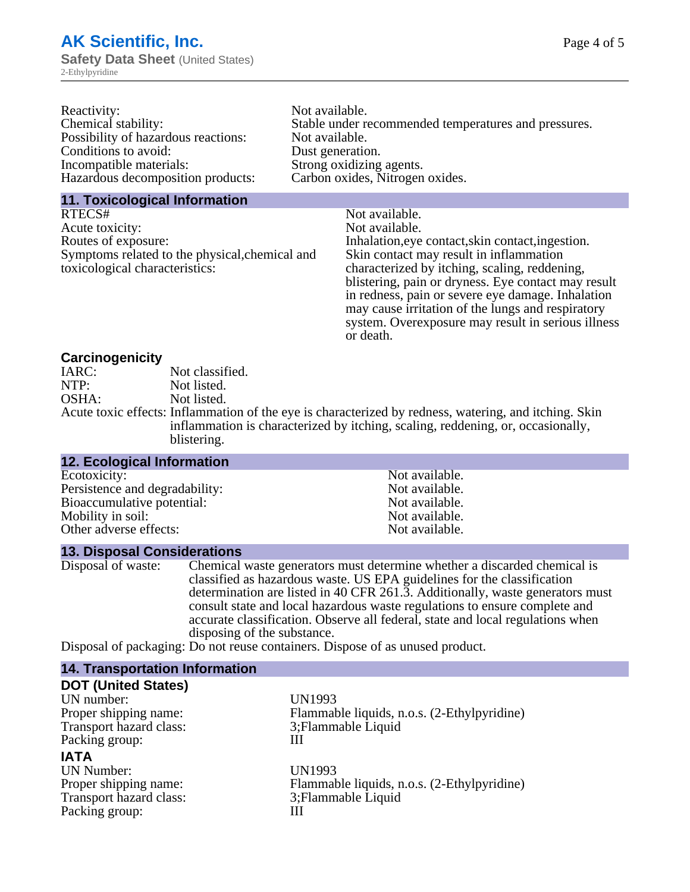| | |
|---|---|
| Reactivity: | Not available. |
| Chemical stability: | Stable under recommended temperatures and pressures. |
| Possibility of hazardous reactions: | Not available. |
| Conditions to avoid: | Dust generation. |
| Incompatible materials: | Strong oxidizing agents. |
| Hazardous decomposition products: | Carbon oxides, Nitrogen oxides. |

## 11. Toxicological Information

| | |
|---|---|
| RTECS# | Not available. |
| Acute toxicity: | Not available. |
| Routes of exposure: | Inhalation,eye contact,skin contact,ingestion. |
| Symptoms related to the physical,chemical and toxicological characteristics: | Skin contact may result in inflammation characterized by itching, scaling, reddening, blistering, pain or dryness. Eye contact may result in redness, pain or severe eye damage. Inhalation may cause irritation of the lungs and respiratory system. Overexposure may result in serious illness or death. |

### Carcinogenicity

| | |
|---|---|
| IARC: | Not classified. |
| NTP: | Not listed. |
| OSHA: | Not listed. |
| Acute toxic effects: | Inflammation of the eye is characterized by redness, watering, and itching. Skin inflammation is characterized by itching, scaling, reddening, or, occasionally, blistering. |

## 12. Ecological Information

| | |
|---|---|
| Ecotoxicity: | Not available. |
| Persistence and degradability: | Not available. |
| Bioaccumulative potential: | Not available. |
| Mobility in soil: | Not available. |
| Other adverse effects: | Not available. |

## 13. Disposal Considerations

| | |
|---|---|
| Disposal of waste: | Chemical waste generators must determine whether a discarded chemical is classified as hazardous waste. US EPA guidelines for the classification determination are listed in 40 CFR 261.3. Additionally, waste generators must consult state and local hazardous waste regulations to ensure complete and accurate classification. Observe all federal, state and local regulations when disposing of the substance. |
| Disposal of packaging: | Do not reuse containers. Dispose of as unused product. |

## 14. Transportation Information

### DOT (United States)

| | |
|---|---|
| UN number: | UN1993 |
| Proper shipping name: | Flammable liquids, n.o.s. (2-Ethylpyridine) |
| Transport hazard class: | 3;Flammable Liquid |
| Packing group: | III |

### IATA

| | |
|---|---|
| UN Number: | UN1993 |
| Proper shipping name: | Flammable liquids, n.o.s. (2-Ethylpyridine) |
| Transport hazard class: | 3;Flammable Liquid |
| Packing group: | III |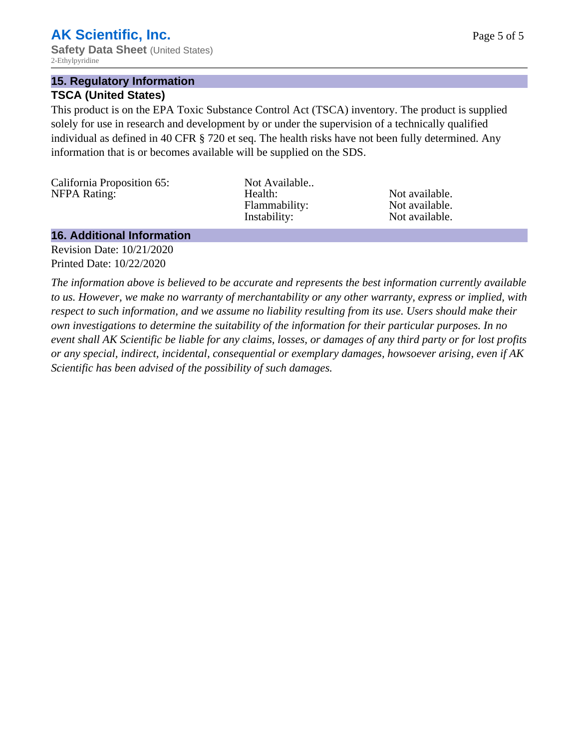## 15. Regulatory Information

### TSCA (United States)

This product is on the EPA Toxic Substance Control Act (TSCA) inventory. The product is supplied solely for use in research and development by or under the supervision of a technically qualified individual as defined in 40 CFR § 720 et seq. The health risks have not been fully determined. Any information that is or becomes available will be supplied on the SDS.

| | | |
|---|---|---|
| California Proposition 65: | Not Available.. | |
| NFPA Rating: | Health: | Not available. |
| | Flammability: | Not available. |
| | Instability: | Not available. |

## 16. Additional Information

Revision Date: 10/21/2020
Printed Date: 10/22/2020

*The information above is believed to be accurate and represents the best information currently available to us. However, we make no warranty of merchantability or any other warranty, express or implied, with respect to such information, and we assume no liability resulting from its use. Users should make their own investigations to determine the suitability of the information for their particular purposes. In no event shall AK Scientific be liable for any claims, losses, or damages of any third party or for lost profits or any special, indirect, incidental, consequential or exemplary damages, howsoever arising, even if AK Scientific has been advised of the possibility of such damages.*